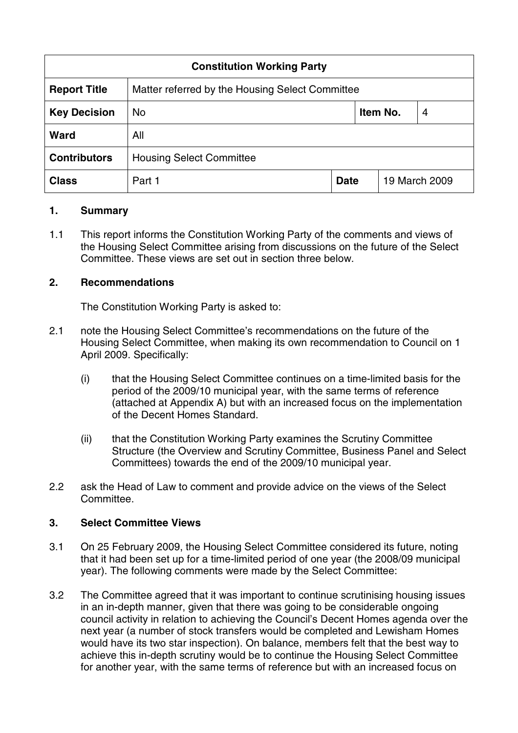| Constitution Working Party | | | | |
|---|---|---|---|---|
| **Report Title** | Matter referred by the Housing Select Committee | | | |
| **Key Decision** | No | | **Item No.** | 4 |
| **Ward** | All | | | |
| **Contributors** | Housing Select Committee | | | |
| **Class** | Part 1 | **Date** | 19 March 2009 | |

## 1. Summary

1.1 This report informs the Constitution Working Party of the comments and views of the Housing Select Committee arising from discussions on the future of the Select Committee. These views are set out in section three below.

## 2. Recommendations

The Constitution Working Party is asked to:

2.1 note the Housing Select Committee's recommendations on the future of the Housing Select Committee, when making its own recommendation to Council on 1 April 2009. Specifically:

(i) that the Housing Select Committee continues on a time-limited basis for the period of the 2009/10 municipal year, with the same terms of reference (attached at Appendix A) but with an increased focus on the implementation of the Decent Homes Standard.

(ii) that the Constitution Working Party examines the Scrutiny Committee Structure (the Overview and Scrutiny Committee, Business Panel and Select Committees) towards the end of the 2009/10 municipal year.

2.2 ask the Head of Law to comment and provide advice on the views of the Select Committee.

## 3. Select Committee Views

3.1 On 25 February 2009, the Housing Select Committee considered its future, noting that it had been set up for a time-limited period of one year (the 2008/09 municipal year). The following comments were made by the Select Committee:

3.2 The Committee agreed that it was important to continue scrutinising housing issues in an in-depth manner, given that there was going to be considerable ongoing council activity in relation to achieving the Council's Decent Homes agenda over the next year (a number of stock transfers would be completed and Lewisham Homes would have its two star inspection). On balance, members felt that the best way to achieve this in-depth scrutiny would be to continue the Housing Select Committee for another year, with the same terms of reference but with an increased focus on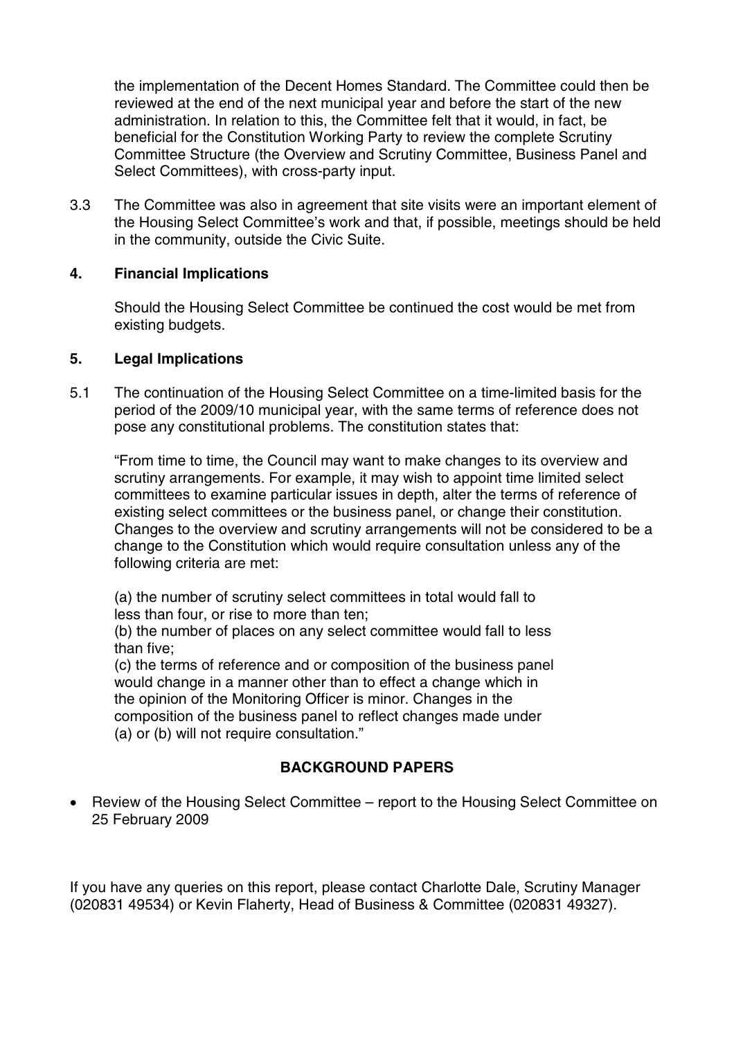the implementation of the Decent Homes Standard. The Committee could then be reviewed at the end of the next municipal year and before the start of the new administration. In relation to this, the Committee felt that it would, in fact, be beneficial for the Constitution Working Party to review the complete Scrutiny Committee Structure (the Overview and Scrutiny Committee, Business Panel and Select Committees), with cross-party input.

3.3 The Committee was also in agreement that site visits were an important element of the Housing Select Committee's work and that, if possible, meetings should be held in the community, outside the Civic Suite.

## 4. Financial Implications

Should the Housing Select Committee be continued the cost would be met from existing budgets.

## 5. Legal Implications

5.1 The continuation of the Housing Select Committee on a time-limited basis for the period of the 2009/10 municipal year, with the same terms of reference does not pose any constitutional problems. The constitution states that:

"From time to time, the Council may want to make changes to its overview and scrutiny arrangements. For example, it may wish to appoint time limited select committees to examine particular issues in depth, alter the terms of reference of existing select committees or the business panel, or change their constitution. Changes to the overview and scrutiny arrangements will not be considered to be a change to the Constitution which would require consultation unless any of the following criteria are met:

(a) the number of scrutiny select committees in total would fall to less than four, or rise to more than ten;
(b) the number of places on any select committee would fall to less than five;
(c) the terms of reference and or composition of the business panel would change in a manner other than to effect a change which in the opinion of the Monitoring Officer is minor. Changes in the composition of the business panel to reflect changes made under (a) or (b) will not require consultation."

**BACKGROUND PAPERS**

- Review of the Housing Select Committee – report to the Housing Select Committee on 25 February 2009

If you have any queries on this report, please contact Charlotte Dale, Scrutiny Manager (020831 49534) or Kevin Flaherty, Head of Business & Committee (020831 49327).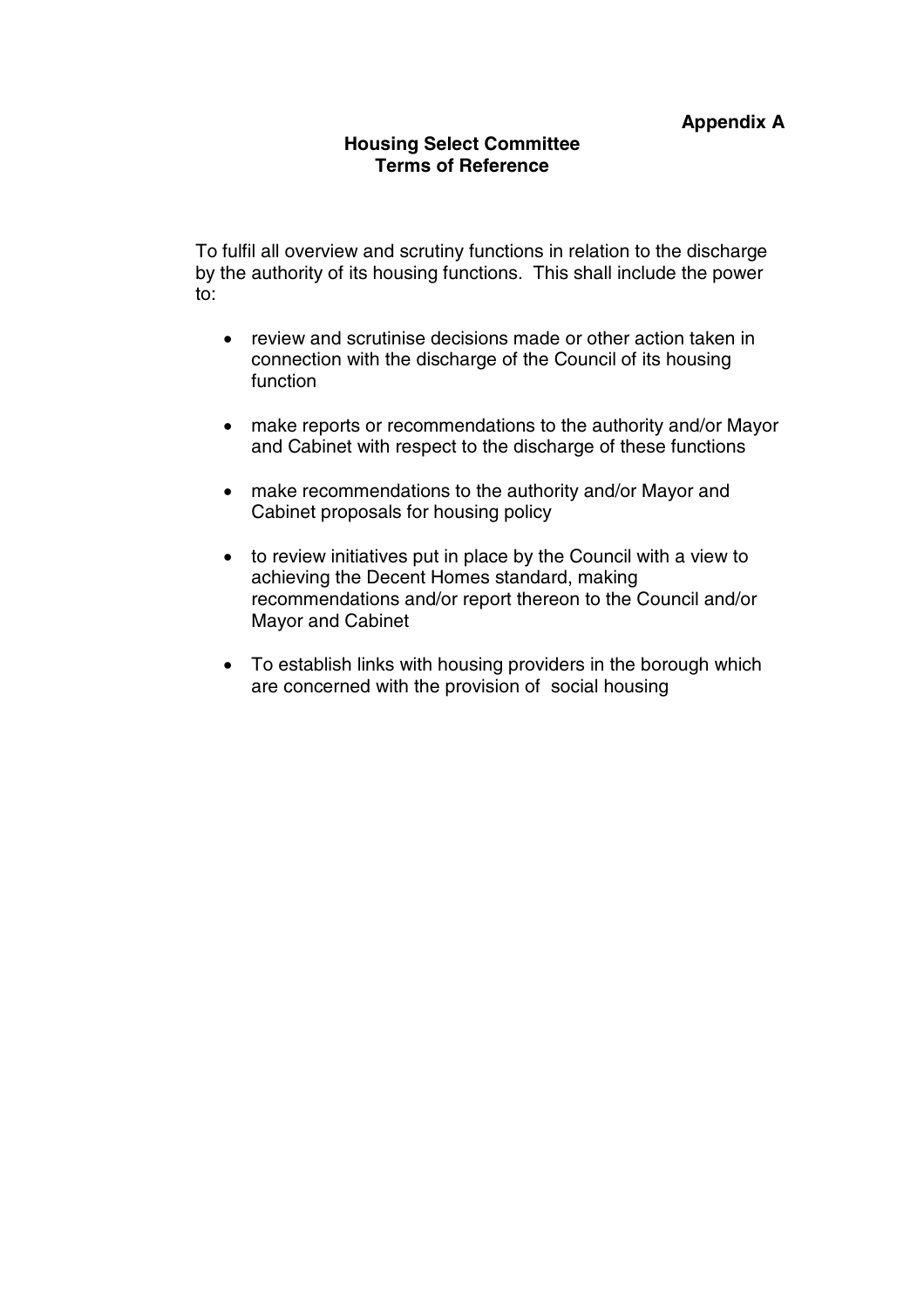**Appendix A**

## Housing Select Committee
## Terms of Reference

To fulfil all overview and scrutiny functions in relation to the discharge by the authority of its housing functions. This shall include the power to:

- review and scrutinise decisions made or other action taken in connection with the discharge of the Council of its housing function

- make reports or recommendations to the authority and/or Mayor and Cabinet with respect to the discharge of these functions

- make recommendations to the authority and/or Mayor and Cabinet proposals for housing policy

- to review initiatives put in place by the Council with a view to achieving the Decent Homes standard, making recommendations and/or report thereon to the Council and/or Mayor and Cabinet

- To establish links with housing providers in the borough which are concerned with the provision of social housing